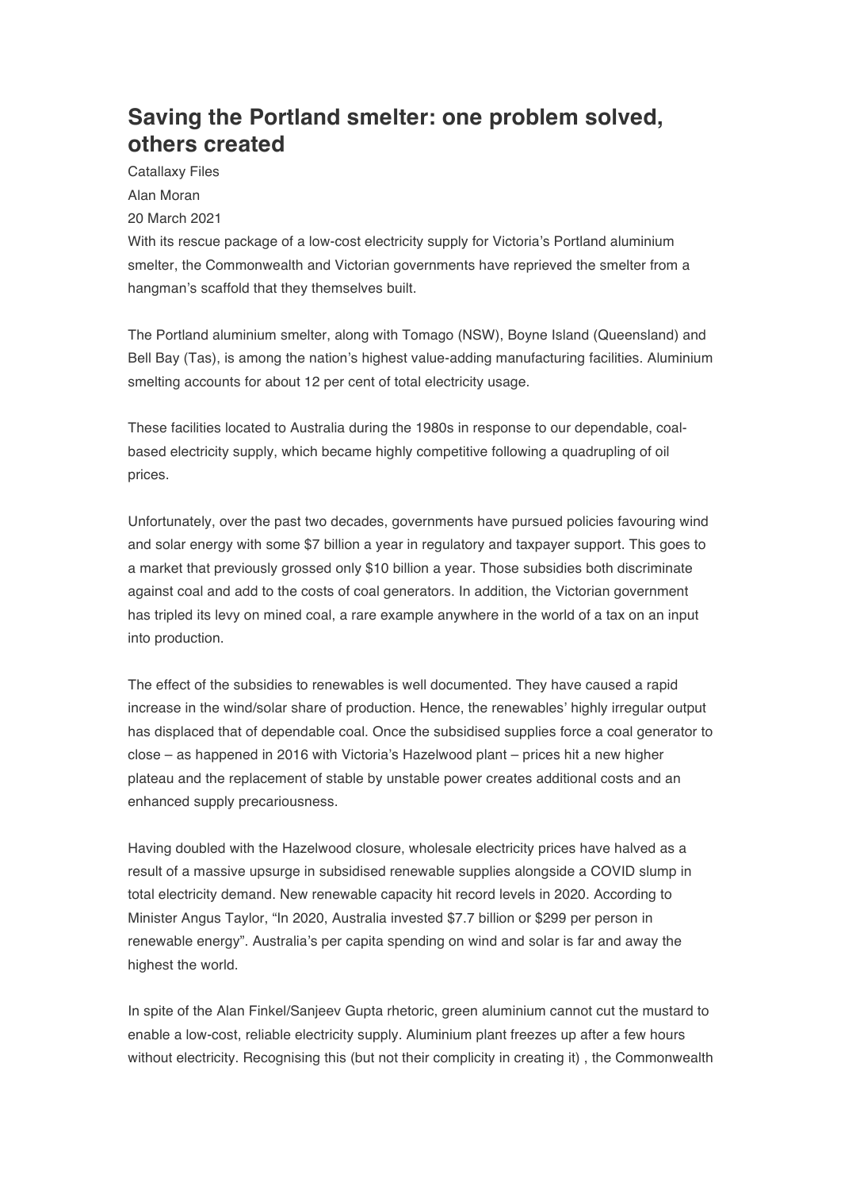# Saving the Portland smelter: one problem solved, others created

Catallaxy Files

Alan Moran

20 March 2021

With its rescue package of a low-cost electricity supply for Victoria's Portland aluminium smelter, the Commonwealth and Victorian governments have reprieved the smelter from a hangman's scaffold that they themselves built.

The Portland aluminium smelter, along with Tomago (NSW), Boyne Island (Queensland) and Bell Bay (Tas), is among the nation's highest value-adding manufacturing facilities. Aluminium smelting accounts for about 12 per cent of total electricity usage.

These facilities located to Australia during the 1980s in response to our dependable, coal-based electricity supply, which became highly competitive following a quadrupling of oil prices.

Unfortunately, over the past two decades, governments have pursued policies favouring wind and solar energy with some $7 billion a year in regulatory and taxpayer support. This goes to a market that previously grossed only $10 billion a year. Those subsidies both discriminate against coal and add to the costs of coal generators. In addition, the Victorian government has tripled its levy on mined coal, a rare example anywhere in the world of a tax on an input into production.

The effect of the subsidies to renewables is well documented. They have caused a rapid increase in the wind/solar share of production. Hence, the renewables' highly irregular output has displaced that of dependable coal. Once the subsidised supplies force a coal generator to close – as happened in 2016 with Victoria's Hazelwood plant – prices hit a new higher plateau and the replacement of stable by unstable power creates additional costs and an enhanced supply precariousness.

Having doubled with the Hazelwood closure, wholesale electricity prices have halved as a result of a massive upsurge in subsidised renewable supplies alongside a COVID slump in total electricity demand. New renewable capacity hit record levels in 2020. According to Minister Angus Taylor, "In 2020, Australia invested $7.7 billion or $299 per person in renewable energy". Australia's per capita spending on wind and solar is far and away the highest the world.

In spite of the Alan Finkel/Sanjeev Gupta rhetoric, green aluminium cannot cut the mustard to enable a low-cost, reliable electricity supply. Aluminium plant freezes up after a few hours without electricity. Recognising this (but not their complicity in creating it) , the Commonwealth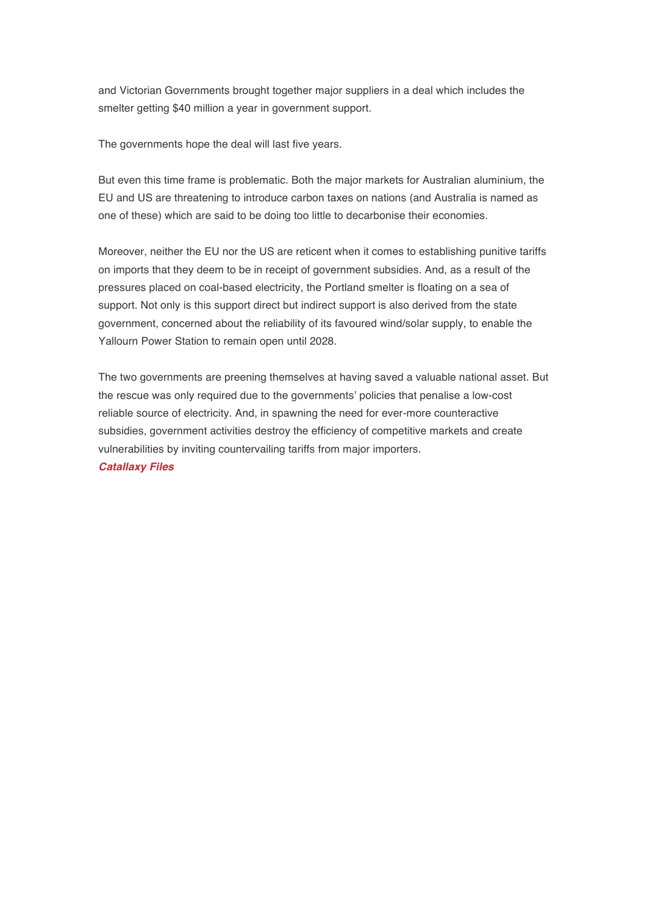and Victorian Governments brought together major suppliers in a deal which includes the smelter getting $40 million a year in government support.

The governments hope the deal will last five years.

But even this time frame is problematic. Both the major markets for Australian aluminium, the EU and US are threatening to introduce carbon taxes on nations (and Australia is named as one of these) which are said to be doing too little to decarbonise their economies.

Moreover, neither the EU nor the US are reticent when it comes to establishing punitive tariffs on imports that they deem to be in receipt of government subsidies. And, as a result of the pressures placed on coal-based electricity, the Portland smelter is floating on a sea of support. Not only is this support direct but indirect support is also derived from the state government, concerned about the reliability of its favoured wind/solar supply, to enable the Yallourn Power Station to remain open until 2028.

The two governments are preening themselves at having saved a valuable national asset. But the rescue was only required due to the governments' policies that penalise a low-cost reliable source of electricity. And, in spawning the need for ever-more counteractive subsidies, government activities destroy the efficiency of competitive markets and create vulnerabilities by inviting countervailing tariffs from major importers.

***Catallaxy Files***